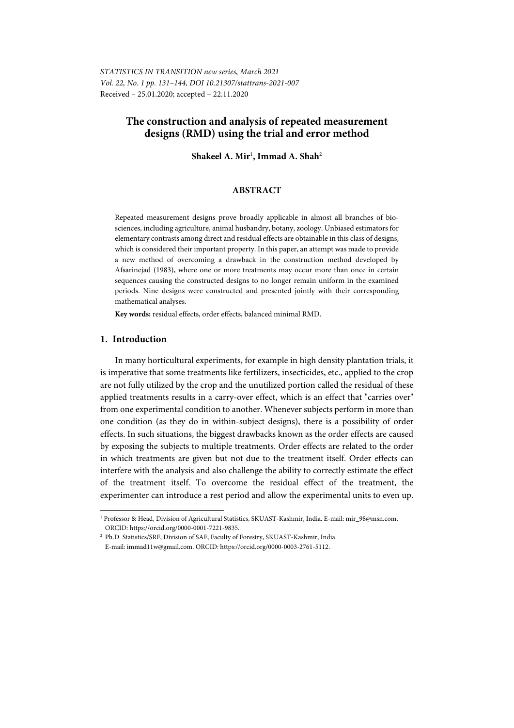*STATISTICS IN TRANSITION new series, March 2021*
*Vol. 22, No. 1 pp. 131–144, DOI 10.21307/stattrans-2021-007*
Received – 25.01.2020; accepted – 22.11.2020

# The construction and analysis of repeated measurement designs (RMD) using the trial and error method

**Shakeel A. Mir**[1], **Immad A. Shah**[2]

## ABSTRACT

Repeated measurement designs prove broadly applicable in almost all branches of bio-sciences, including agriculture, animal husbandry, botany, zoology. Unbiased estimators for elementary contrasts among direct and residual effects are obtainable in this class of designs, which is considered their important property. In this paper, an attempt was made to provide a new method of overcoming a drawback in the construction method developed by Afsarinejad (1983), where one or more treatments may occur more than once in certain sequences causing the constructed designs to no longer remain uniform in the examined periods. Nine designs were constructed and presented jointly with their corresponding mathematical analyses.

**Key words:** residual effects, order effects, balanced minimal RMD.

## 1. Introduction

In many horticultural experiments, for example in high density plantation trials, it is imperative that some treatments like fertilizers, insecticides, etc., applied to the crop are not fully utilized by the crop and the unutilized portion called the residual of these applied treatments results in a carry-over effect, which is an effect that "carries over" from one experimental condition to another. Whenever subjects perform in more than one condition (as they do in within-subject designs), there is a possibility of order effects. In such situations, the biggest drawbacks known as the order effects are caused by exposing the subjects to multiple treatments. Order effects are related to the order in which treatments are given but not due to the treatment itself. Order effects can interfere with the analysis and also challenge the ability to correctly estimate the effect of the treatment itself. To overcome the residual effect of the treatment, the experimenter can introduce a rest period and allow the experimental units to even up.

---

[1] Professor & Head, Division of Agricultural Statistics, SKUAST-Kashmir, India. E-mail: mir_98@msn.com. ORCID: https://orcid.org/0000-0001-7221-9835.

[2] Ph.D. Statistics/SRF, Division of SAF, Faculty of Forestry, SKUAST-Kashmir, India. E-mail: immad11w@gmail.com. ORCID: https://orcid.org/0000-0003-2761-5112.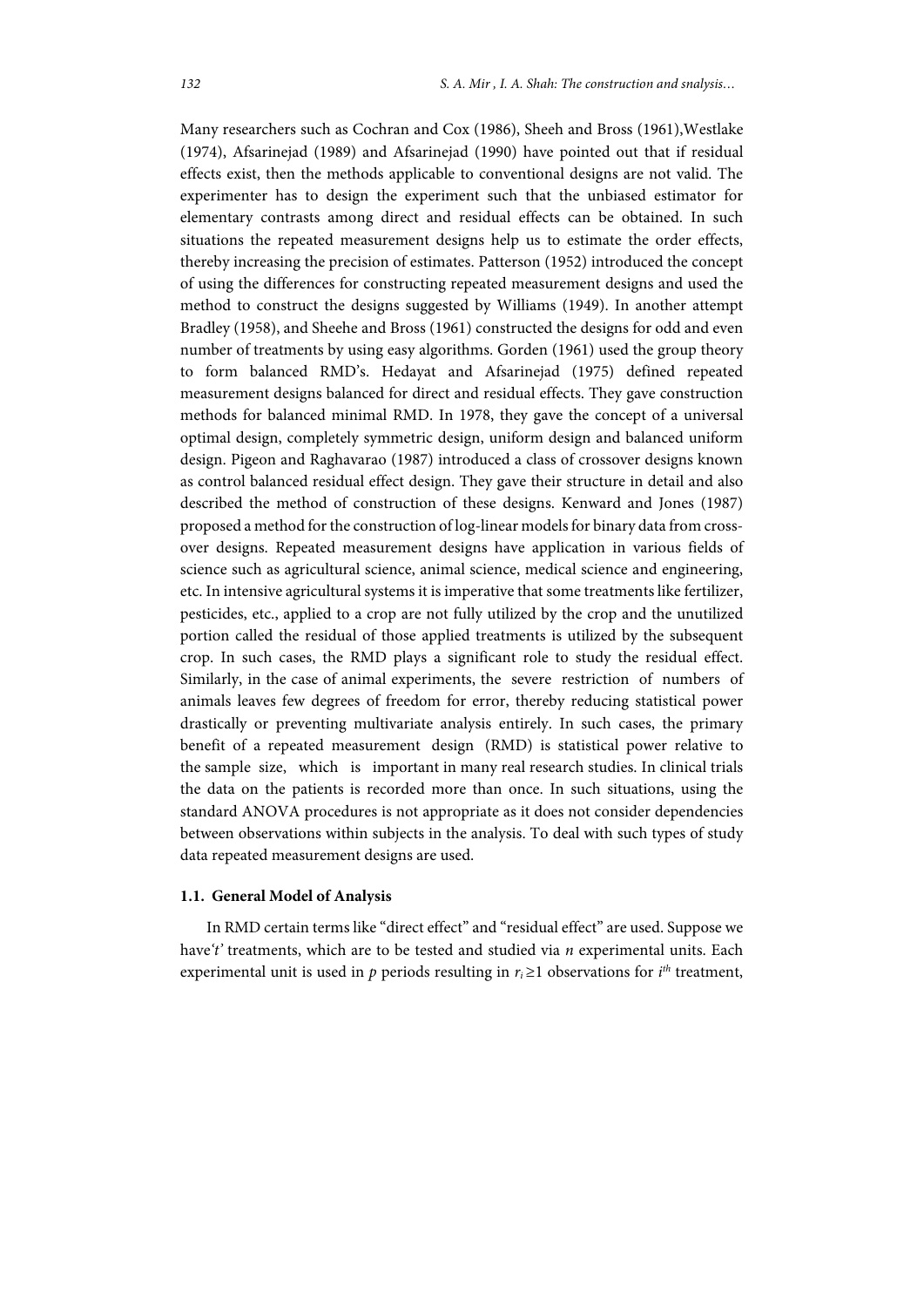Many researchers such as Cochran and Cox (1986), Sheeh and Bross (1961),Westlake (1974), Afsarinejad (1989) and Afsarinejad (1990) have pointed out that if residual effects exist, then the methods applicable to conventional designs are not valid. The experimenter has to design the experiment such that the unbiased estimator for elementary contrasts among direct and residual effects can be obtained. In such situations the repeated measurement designs help us to estimate the order effects, thereby increasing the precision of estimates. Patterson (1952) introduced the concept of using the differences for constructing repeated measurement designs and used the method to construct the designs suggested by Williams (1949). In another attempt Bradley (1958), and Sheehe and Bross (1961) constructed the designs for odd and even number of treatments by using easy algorithms. Gorden (1961) used the group theory to form balanced RMD's. Hedayat and Afsarinejad (1975) defined repeated measurement designs balanced for direct and residual effects. They gave construction methods for balanced minimal RMD. In 1978, they gave the concept of a universal optimal design, completely symmetric design, uniform design and balanced uniform design. Pigeon and Raghavarao (1987) introduced a class of crossover designs known as control balanced residual effect design. They gave their structure in detail and also described the method of construction of these designs. Kenward and Jones (1987) proposed a method for the construction of log-linear models for binary data from cross-over designs. Repeated measurement designs have application in various fields of science such as agricultural science, animal science, medical science and engineering, etc. In intensive agricultural systems it is imperative that some treatments like fertilizer, pesticides, etc., applied to a crop are not fully utilized by the crop and the unutilized portion called the residual of those applied treatments is utilized by the subsequent crop. In such cases, the RMD plays a significant role to study the residual effect. Similarly, in the case of animal experiments, the severe restriction of numbers of animals leaves few degrees of freedom for error, thereby reducing statistical power drastically or preventing multivariate analysis entirely. In such cases, the primary benefit of a repeated measurement design (RMD) is statistical power relative to the sample size, which is important in many real research studies. In clinical trials the data on the patients is recorded more than once. In such situations, using the standard ANOVA procedures is not appropriate as it does not consider dependencies between observations within subjects in the analysis. To deal with such types of study data repeated measurement designs are used.

### 1.1. General Model of Analysis

In RMD certain terms like "direct effect" and "residual effect" are used. Suppose we have '$t$' treatments, which are to be tested and studied via $n$ experimental units. Each experimental unit is used in $p$ periods resulting in $r_i \geq 1$ observations for $i^{th}$ treatment,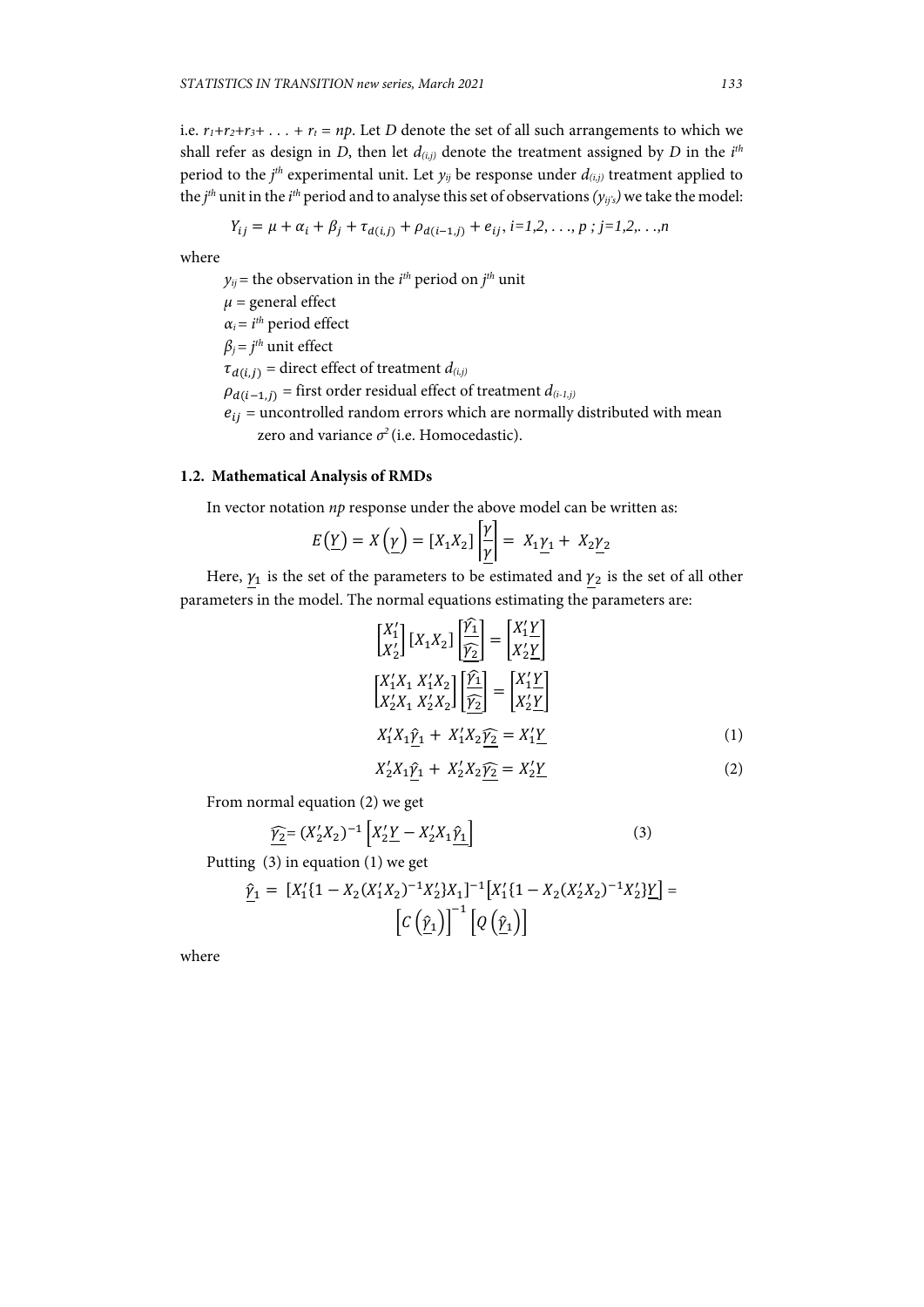i.e. $r_1+r_2+r_3+ \ldots + r_t = np$. Let $D$ denote the set of all such arrangements to which we shall refer as design in $D$, then let $d_{(i,j)}$ denote the treatment assigned by $D$ in the $i^{th}$ period to the $j^{th}$ experimental unit. Let $y_{ij}$ be response under $d_{(i,j)}$ treatment applied to the $j^{th}$ unit in the $i^{th}$ period and to analyse this set of observations ($y_{ij's}$) we take the model:

$$Y_{ij} = \mu + \alpha_i + \beta_j + \tau_{d(i,j)} + \rho_{d(i-1,j)} + e_{ij}, \; i=1,2,\ldots,p \; ; \; j=1,2,\ldots,n$$

where

- $y_{ij}$ = the observation in the $i^{th}$ period on $j^{th}$ unit
- $\mu$ = general effect
- $\alpha_i$ = $i^{th}$ period effect
- $\beta_j$ = $j^{th}$ unit effect
- $\tau_{d(i,j)}$ = direct effect of treatment $d_{(i,j)}$
- $\rho_{d(i-1,j)}$ = first order residual effect of treatment $d_{(i-1,j)}$
- $e_{ij}$ = uncontrolled random errors which are normally distributed with mean zero and variance $\sigma^2$ (i.e. Homocedastic).

### 1.2. Mathematical Analysis of RMDs

In vector notation $np$ response under the above model can be written as:

$$E(\underline{Y}) = X(\underline{\gamma}) = [X_1 X_2] \begin{bmatrix} \underline{\gamma} \\ \underline{\gamma} \end{bmatrix} = X_1\underline{\gamma_1} + X_2\underline{\gamma_2}$$

Here, $\underline{\gamma_1}$ is the set of the parameters to be estimated and $\underline{\gamma_2}$ is the set of all other parameters in the model. The normal equations estimating the parameters are:

$$\begin{bmatrix} X_1' \\ X_2' \end{bmatrix} [X_1 X_2] \begin{bmatrix} \underline{\widehat{\gamma_1}} \\ \underline{\widehat{\gamma_2}} \end{bmatrix} = \begin{bmatrix} X_1'\underline{Y} \\ X_2'\underline{Y} \end{bmatrix}$$

$$\begin{bmatrix} X_1'X_1 & X_1'X_2 \\ X_2'X_1 & X_2'X_2 \end{bmatrix} \begin{bmatrix} \underline{\widehat{\gamma_1}} \\ \underline{\widehat{\gamma_2}} \end{bmatrix} = \begin{bmatrix} X_1'\underline{Y} \\ X_2'\underline{Y} \end{bmatrix}$$

$$X_1'X_1\underline{\hat{\gamma}_1} + X_1'X_2\underline{\widehat{\gamma_2}} = X_1'\underline{Y} \tag{1}$$

$$X_2'X_1\underline{\hat{\gamma}_1} + X_2'X_2\underline{\widehat{\gamma_2}} = X_2'\underline{Y} \tag{2}$$

From normal equation (2) we get

$$\underline{\widehat{\gamma_2}} = (X_2'X_2)^{-1}\left[X_2'\underline{Y} - X_2'X_1\underline{\hat{\gamma}_1}\right] \tag{3}$$

Putting (3) in equation (1) we get

$$\underline{\hat{\gamma}_1} = [X_1'\{1 - X_2(X_1'X_2)^{-1}X_2'\}X_1]^{-1}\left[X_1'\{1 - X_2(X_2'X_2)^{-1}X_2'\}\underline{Y}\right] = \left[C\left(\underline{\hat{\gamma}_1}\right)\right]^{-1}\left[Q\left(\underline{\hat{\gamma}_1}\right)\right]$$

where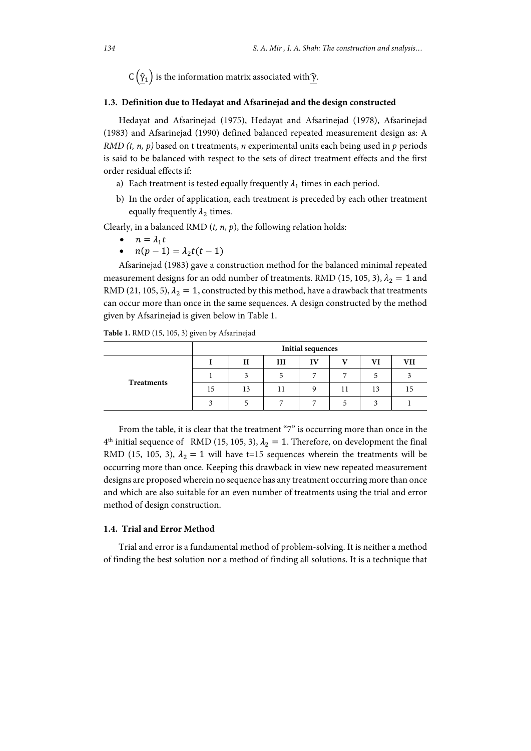$C\left(\underline{\hat{\gamma}_1}\right)$ is the information matrix associated with $\underline{\hat{\gamma}}$.

### 1.3. Definition due to Hedayat and Afsarinejad and the design constructed

Hedayat and Afsarinejad (1975), Hedayat and Afsarinejad (1978), Afsarinejad (1983) and Afsarinejad (1990) defined balanced repeated measurement design as: A *RMD (t, n, p)* based on t treatments, *n* experimental units each being used in *p* periods is said to be balanced with respect to the sets of direct treatment effects and the first order residual effects if:

a) Each treatment is tested equally frequently $\lambda_1$ times in each period.

b) In the order of application, each treatment is preceded by each other treatment equally frequently $\lambda_2$ times.

Clearly, in a balanced RMD (*t, n, p*), the following relation holds:

- $n = \lambda_1 t$
- $n(p-1) = \lambda_2 t(t-1)$

Afsarinejad (1983) gave a construction method for the balanced minimal repeated measurement designs for an odd number of treatments. RMD (15, 105, 3), $\lambda_2 = 1$ and RMD (21, 105, 5), $\lambda_2 = 1$, constructed by this method, have a drawback that treatments can occur more than once in the same sequences. A design constructed by the method given by Afsarinejad is given below in Table 1.

**Table 1.** RMD (15, 105, 3) given by Afsarinejad

| | Initial sequences | | | | | | |
|---|---|---|---|---|---|---|---|
| | I | II | III | IV | V | VI | VII |
| Treatments | 1 | 3 | 5 | 7 | 7 | 5 | 3 |
| | 15 | 13 | 11 | 9 | 11 | 13 | 15 |
| | 3 | 5 | 7 | 7 | 5 | 3 | 1 |

From the table, it is clear that the treatment "7" is occurring more than once in the 4th initial sequence of RMD (15, 105, 3), $\lambda_2 = 1$. Therefore, on development the final RMD (15, 105, 3), $\lambda_2 = 1$ will have t=15 sequences wherein the treatments will be occurring more than once. Keeping this drawback in view new repeated measurement designs are proposed wherein no sequence has any treatment occurring more than once and which are also suitable for an even number of treatments using the trial and error method of design construction.

### 1.4. Trial and Error Method

Trial and error is a fundamental method of problem-solving. It is neither a method of finding the best solution nor a method of finding all solutions. It is a technique that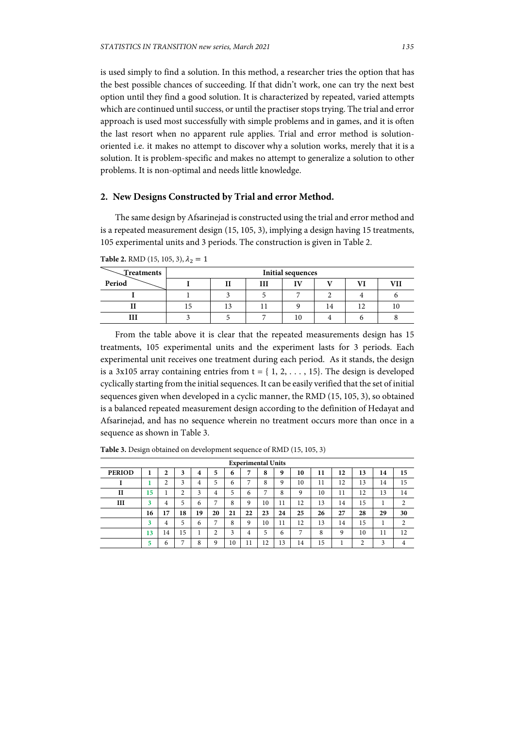is used simply to find a solution. In this method, a researcher tries the option that has the best possible chances of succeeding. If that didn't work, one can try the next best option until they find a good solution. It is characterized by repeated, varied attempts which are continued until success, or until the practiser stops trying. The trial and error approach is used most successfully with simple problems and in games, and it is often the last resort when no apparent rule applies. Trial and error method is solution-oriented i.e. it makes no attempt to discover why a solution works, merely that it is a solution. It is problem-specific and makes no attempt to generalize a solution to other problems. It is non-optimal and needs little knowledge.

## 2. New Designs Constructed by Trial and error Method.

The same design by Afsarinejad is constructed using the trial and error method and is a repeated measurement design (15, 105, 3), implying a design having 15 treatments, 105 experimental units and 3 periods. The construction is given in Table 2.

**Table 2.** RMD (15, 105, 3), $\lambda_2 = 1$

| Treatments / Period | Initial sequences | | | | | | |
|---|---|---|---|---|---|---|---|
| | **I** | **II** | **III** | **IV** | **V** | **VI** | **VII** |
| **I** | 1 | 3 | 5 | 7 | 2 | 4 | 6 |
| **II** | 15 | 13 | 11 | 9 | 14 | 12 | 10 |
| **III** | 3 | 5 | 7 | 10 | 4 | 6 | 8 |

From the table above it is clear that the repeated measurements design has 15 treatments, 105 experimental units and the experiment lasts for 3 periods. Each experimental unit receives one treatment during each period. As it stands, the design is a 3x105 array containing entries from t = { 1, 2, . . . , 15}. The design is developed cyclically starting from the initial sequences. It can be easily verified that the set of initial sequences given when developed in a cyclic manner, the RMD (15, 105, 3), so obtained is a balanced repeated measurement design according to the definition of Hedayat and Afsarinejad, and has no sequence wherein no treatment occurs more than once in a sequence as shown in Table 3.

**Table 3.** Design obtained on development sequence of RMD (15, 105, 3)

| | Experimental Units | | | | | | | | | | | | | | |
|---|---|---|---|---|---|---|---|---|---|---|---|---|---|---|---|
| **PERIOD** | **1** | **2** | **3** | **4** | **5** | **6** | **7** | **8** | **9** | **10** | **11** | **12** | **13** | **14** | **15** |
| **I** | 1 | 2 | 3 | 4 | 5 | 6 | 7 | 8 | 9 | 10 | 11 | 12 | 13 | 14 | 15 |
| **II** | 15 | 1 | 2 | 3 | 4 | 5 | 6 | 7 | 8 | 9 | 10 | 11 | 12 | 13 | 14 |
| **III** | 3 | 4 | 5 | 6 | 7 | 8 | 9 | 10 | 11 | 12 | 13 | 14 | 15 | 1 | 2 |
| | **16** | **17** | **18** | **19** | **20** | **21** | **22** | **23** | **24** | **25** | **26** | **27** | **28** | **29** | **30** |
| | 3 | 4 | 5 | 6 | 7 | 8 | 9 | 10 | 11 | 12 | 13 | 14 | 15 | 1 | 2 |
| | 13 | 14 | 15 | 1 | 2 | 3 | 4 | 5 | 6 | 7 | 8 | 9 | 10 | 11 | 12 |
| | 5 | 6 | 7 | 8 | 9 | 10 | 11 | 12 | 13 | 14 | 15 | 1 | 2 | 3 | 4 |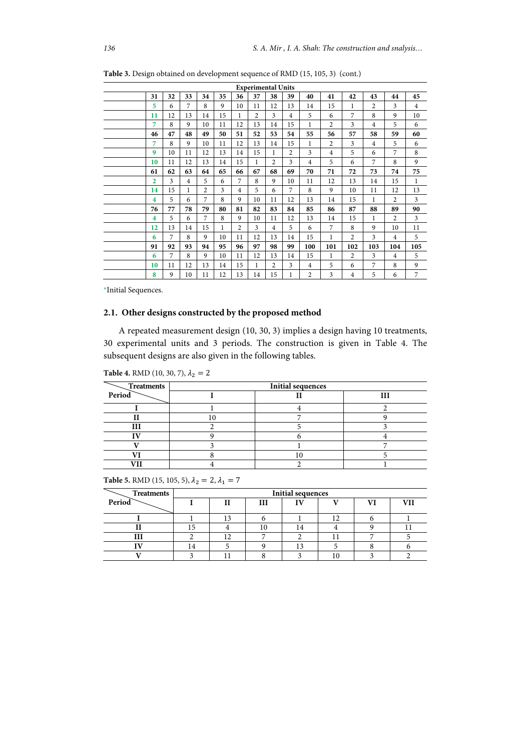**Table 3.** Design obtained on development sequence of RMD (15, 105, 3) (cont.)

| Experimental Units | | | | | | | | | | | | | | |
|---|---|---|---|---|---|---|---|---|---|---|---|---|---|---|
| **31** | **32** | **33** | **34** | **35** | **36** | **37** | **38** | **39** | **40** | **41** | **42** | **43** | **44** | **45** |
| 5 | 6 | 7 | 8 | 9 | 10 | 11 | 12 | 13 | 14 | 15 | 1 | 2 | 3 | 4 |
| 11 | 12 | 13 | 14 | 15 | 1 | 2 | 3 | 4 | 5 | 6 | 7 | 8 | 9 | 10 |
| 7 | 8 | 9 | 10 | 11 | 12 | 13 | 14 | 15 | 1 | 2 | 3 | 4 | 5 | 6 |
| **46** | **47** | **48** | **49** | **50** | **51** | **52** | **53** | **54** | **55** | **56** | **57** | **58** | **59** | **60** |
| 7 | 8 | 9 | 10 | 11 | 12 | 13 | 14 | 15 | 1 | 2 | 3 | 4 | 5 | 6 |
| 9 | 10 | 11 | 12 | 13 | 14 | 15 | 1 | 2 | 3 | 4 | 5 | 6 | 7 | 8 |
| 10 | 11 | 12 | 13 | 14 | 15 | 1 | 2 | 3 | 4 | 5 | 6 | 7 | 8 | 9 |
| **61** | **62** | **63** | **64** | **65** | **66** | **67** | **68** | **69** | **70** | **71** | **72** | **73** | **74** | **75** |
| 2 | 3 | 4 | 5 | 6 | 7 | 8 | 9 | 10 | 11 | 12 | 13 | 14 | 15 | 1 |
| 14 | 15 | 1 | 2 | 3 | 4 | 5 | 6 | 7 | 8 | 9 | 10 | 11 | 12 | 13 |
| 4 | 5 | 6 | 7 | 8 | 9 | 10 | 11 | 12 | 13 | 14 | 15 | 1 | 2 | 3 |
| **76** | **77** | **78** | **79** | **80** | **81** | **82** | **83** | **84** | **85** | **86** | **87** | **88** | **89** | **90** |
| 4 | 5 | 6 | 7 | 8 | 9 | 10 | 11 | 12 | 13 | 14 | 15 | 1 | 2 | 3 |
| 12 | 13 | 14 | 15 | 1 | 2 | 3 | 4 | 5 | 6 | 7 | 8 | 9 | 10 | 11 |
| 6 | 7 | 8 | 9 | 10 | 11 | 12 | 13 | 14 | 15 | 1 | 2 | 3 | 4 | 5 |
| **91** | **92** | **93** | **94** | **95** | **96** | **97** | **98** | **99** | **100** | **101** | **102** | **103** | **104** | **105** |
| 6 | 7 | 8 | 9 | 10 | 11 | 12 | 13 | 14 | 15 | 1 | 2 | 3 | 4 | 5 |
| 10 | 11 | 12 | 13 | 14 | 15 | 1 | 2 | 3 | 4 | 5 | 6 | 7 | 8 | 9 |
| 8 | 9 | 10 | 11 | 12 | 13 | 14 | 15 | 1 | 2 | 3 | 4 | 5 | 6 | 7 |

*Initial Sequences.

## 2.1. Other designs constructed by the proposed method

A repeated measurement design (10, 30, 3) implies a design having 10 treatments, 30 experimental units and 3 periods. The construction is given in Table 4. The subsequent designs are also given in the following tables.

**Table 4.** RMD (10, 30, 7), $\lambda_2 = 2$

| Period \ Treatments | Initial sequences | | |
|---|---|---|---|
| | I | II | III |
| **I** | 1 | 4 | 2 |
| **II** | 10 | 7 | 9 |
| **III** | 2 | 5 | 3 |
| **IV** | 9 | 6 | 4 |
| **V** | 3 | 1 | 7 |
| **VI** | 8 | 10 | 5 |
| **VII** | 4 | 2 | 1 |

**Table 5.** RMD (15, 105, 5), $\lambda_2 = 2, \lambda_1 = 7$

| Period \ Treatments | Initial sequences | | | | | | |
|---|---|---|---|---|---|---|---|
| | I | II | III | IV | V | VI | VII |
| **I** | 1 | 13 | 6 | 1 | 12 | 6 | 1 |
| **II** | 15 | 4 | 10 | 14 | 4 | 9 | 11 |
| **III** | 2 | 12 | 7 | 2 | 11 | 7 | 5 |
| **IV** | 14 | 5 | 9 | 13 | 5 | 8 | 6 |
| **V** | 3 | 11 | 8 | 3 | 10 | 3 | 2 |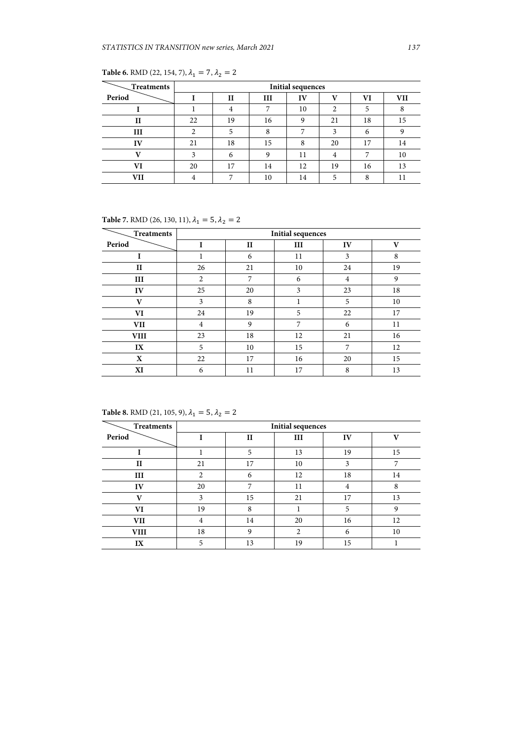**Table 6.** RMD (22, 154, 7), $\lambda_1 = 7, \lambda_2 = 2$

| Treatments / Period | Initial sequences | | | | | | |
|---|---|---|---|---|---|---|---|
| | **I** | **II** | **III** | **IV** | **V** | **VI** | **VII** |
| **I** | 1 | 4 | 7 | 10 | 2 | 5 | 8 |
| **II** | 22 | 19 | 16 | 9 | 21 | 18 | 15 |
| **III** | 2 | 5 | 8 | 7 | 3 | 6 | 9 |
| **IV** | 21 | 18 | 15 | 8 | 20 | 17 | 14 |
| **V** | 3 | 6 | 9 | 11 | 4 | 7 | 10 |
| **VI** | 20 | 17 | 14 | 12 | 19 | 16 | 13 |
| **VII** | 4 | 7 | 10 | 14 | 5 | 8 | 11 |

**Table 7.** RMD (26, 130, 11), $\lambda_1 = 5, \lambda_2 = 2$

| Treatments / Period | Initial sequences | | | | |
|---|---|---|---|---|---|
| | **I** | **II** | **III** | **IV** | **V** |
| **I** | 1 | 6 | 11 | 3 | 8 |
| **II** | 26 | 21 | 10 | 24 | 19 |
| **III** | 2 | 7 | 6 | 4 | 9 |
| **IV** | 25 | 20 | 3 | 23 | 18 |
| **V** | 3 | 8 | 1 | 5 | 10 |
| **VI** | 24 | 19 | 5 | 22 | 17 |
| **VII** | 4 | 9 | 7 | 6 | 11 |
| **VIII** | 23 | 18 | 12 | 21 | 16 |
| **IX** | 5 | 10 | 15 | 7 | 12 |
| **X** | 22 | 17 | 16 | 20 | 15 |
| **XI** | 6 | 11 | 17 | 8 | 13 |

**Table 8.** RMD (21, 105, 9), $\lambda_1 = 5, \lambda_2 = 2$

| Treatments / Period | Initial sequences | | | | |
|---|---|---|---|---|---|
| | **I** | **II** | **III** | **IV** | **V** |
| **I** | 1 | 5 | 13 | 19 | 15 |
| **II** | 21 | 17 | 10 | 3 | 7 |
| **III** | 2 | 6 | 12 | 18 | 14 |
| **IV** | 20 | 7 | 11 | 4 | 8 |
| **V** | 3 | 15 | 21 | 17 | 13 |
| **VI** | 19 | 8 | 1 | 5 | 9 |
| **VII** | 4 | 14 | 20 | 16 | 12 |
| **VIII** | 18 | 9 | 2 | 6 | 10 |
| **IX** | 5 | 13 | 19 | 15 | 1 |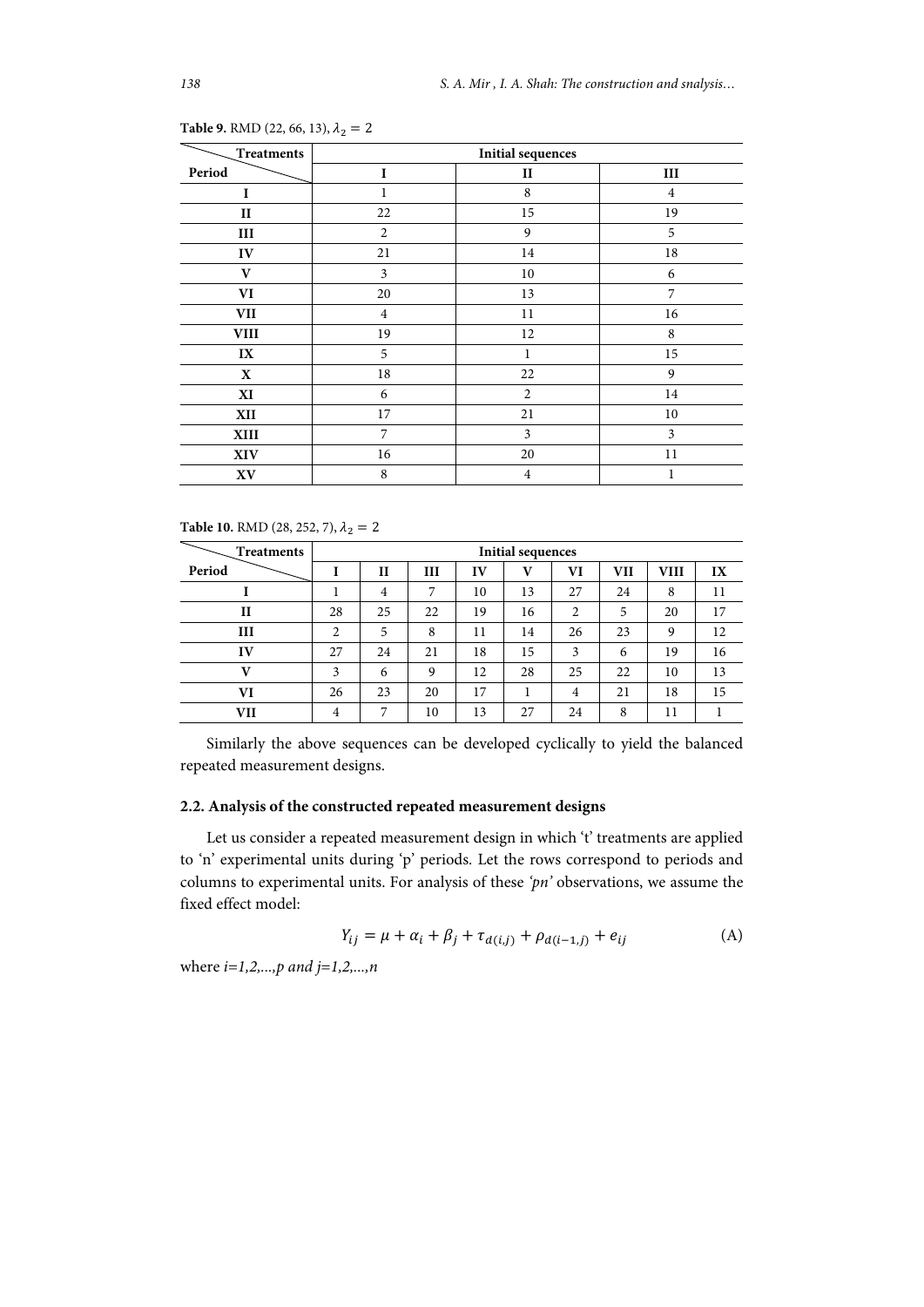**Table 9.** RMD (22, 66, 13), $\lambda_2 = 2$

| Treatments / Period | Initial sequences | | |
|---|---|---|---|
| | I | II | III |
| I | 1 | 8 | 4 |
| II | 22 | 15 | 19 |
| III | 2 | 9 | 5 |
| IV | 21 | 14 | 18 |
| V | 3 | 10 | 6 |
| VI | 20 | 13 | 7 |
| VII | 4 | 11 | 16 |
| VIII | 19 | 12 | 8 |
| IX | 5 | 1 | 15 |
| X | 18 | 22 | 9 |
| XI | 6 | 2 | 14 |
| XII | 17 | 21 | 10 |
| XIII | 7 | 3 | 3 |
| XIV | 16 | 20 | 11 |
| XV | 8 | 4 | 1 |

**Table 10.** RMD (28, 252, 7), $\lambda_2 = 2$

| Treatments / Period | Initial sequences | | | | | | | | |
|---|---|---|---|---|---|---|---|---|---|
| | I | II | III | IV | V | VI | VII | VIII | IX |
| I | 1 | 4 | 7 | 10 | 13 | 27 | 24 | 8 | 11 |
| II | 28 | 25 | 22 | 19 | 16 | 2 | 5 | 20 | 17 |
| III | 2 | 5 | 8 | 11 | 14 | 26 | 23 | 9 | 12 |
| IV | 27 | 24 | 21 | 18 | 15 | 3 | 6 | 19 | 16 |
| V | 3 | 6 | 9 | 12 | 28 | 25 | 22 | 10 | 13 |
| VI | 26 | 23 | 20 | 17 | 1 | 4 | 21 | 18 | 15 |
| VII | 4 | 7 | 10 | 13 | 27 | 24 | 8 | 11 | 1 |

Similarly the above sequences can be developed cyclically to yield the balanced repeated measurement designs.

### 2.2. Analysis of the constructed repeated measurement designs

Let us consider a repeated measurement design in which 't' treatments are applied to 'n' experimental units during 'p' periods. Let the rows correspond to periods and columns to experimental units. For analysis of these *'pn'* observations, we assume the fixed effect model:

$$Y_{ij} = \mu + \alpha_i + \beta_j + \tau_{d(i,j)} + \rho_{d(i-1,j)} + e_{ij} \tag{A}$$

where $i=1,2,\ldots,p$ and $j=1,2,\ldots,n$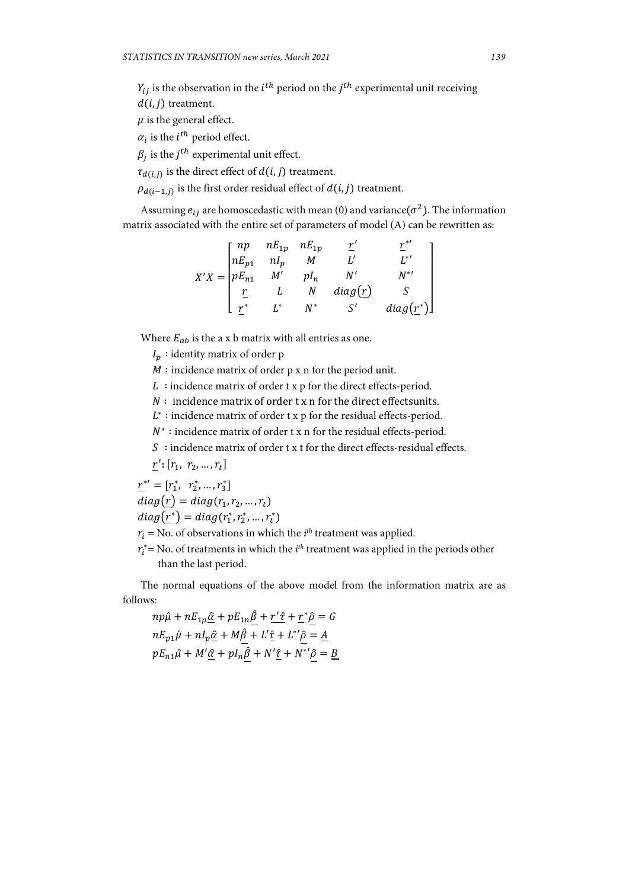$Y_{ij}$ is the observation in the $i^{th}$ period on the $j^{th}$ experimental unit receiving $d(i,j)$ treatment.

$\mu$ is the general effect.

$\alpha_i$ is the $i^{th}$ period effect.

$\beta_j$ is the $j^{th}$ experimental unit effect.

$\tau_{d(i,j)}$ is the direct effect of $d(i,j)$ treatment.

$\rho_{d(i-1,j)}$ is the first order residual effect of $d(i,j)$ treatment.

Assuming $e_{ij}$ are homoscedastic with mean (0) and variance$(\sigma^2)$. The information matrix associated with the entire set of parameters of model (A) can be rewritten as:

$$X'X = \begin{bmatrix} np & nE_{1p} & nE_{1p} & \underline{r}' & \underline{r}^{*\prime} \\ nE_{p1} & nI_p & M & L' & L^{*\prime} \\ pE_{n1} & M' & pI_n & N' & N^{*\prime} \\ \underline{r} & L & N & diag(\underline{r}) & S \\ \underline{r}^* & L^* & N^* & S' & diag(\underline{r}^*) \end{bmatrix}$$

Where $E_{ab}$ is the a x b matrix with all entries as one.

$I_p$ : identity matrix of order p

$M$ : incidence matrix of order p x n for the period unit.

$L$ : incidence matrix of order t x p for the direct effects-period.

$N$ : incidence matrix of order t x n for the direct effectsunits.

$L^*$ : incidence matrix of order t x p for the residual effects-period.

$N^*$ : incidence matrix of order t x n for the residual effects-period.

$S$ : incidence matrix of order t x t for the direct effects-residual effects.

$\underline{r}'$: $[r_1, \ r_2, \ldots, r_t]$

$\underline{r}^{*\prime} = [r_1^*, \ \ r_2^*, \ldots, r_3^*]$

$diag(\underline{r}) = diag(r_1, r_2, \ldots, r_t)$

$diag(\underline{r}^*) = diag(r_1^*, r_2^*, \ldots, r_t^*)$

$r_i$ = No. of observations in which the $i^{th}$ treatment was applied.

$r_i^*$= No. of treatments in which the $i^{th}$ treatment was applied in the periods other than the last period.

The normal equations of the above model from the information matrix are as follows:

$$np\hat{\mu} + nE_{1p}\underline{\hat{\alpha}} + pE_{1n}\underline{\hat{\beta}} + \underline{r'\hat{\tau}} + \underline{r}^*\underline{\hat{\rho}} = G$$

$$nE_{p1}\hat{\mu} + nI_p\underline{\hat{\alpha}} + M\underline{\hat{\beta}} + L'\underline{\hat{\tau}} + L^{*\prime}\underline{\hat{\rho}} = \underline{A}$$

$$pE_{n1}\hat{\mu} + M'\underline{\hat{\alpha}} + pI_n\underline{\hat{\beta}} + N'\underline{\hat{\tau}} + N^{*\prime}\underline{\hat{\rho}} = \underline{B}$$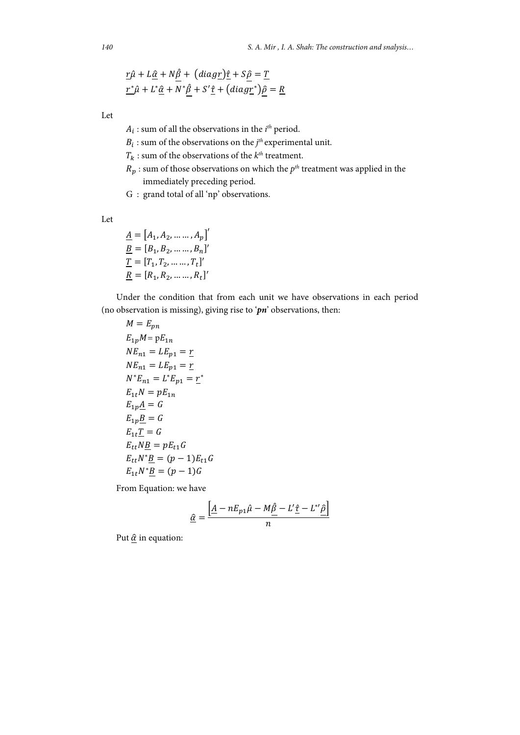$$\underline{r}\hat{\mu} + L\underline{\hat{\alpha}} + N\underline{\hat{\beta}} + \left(diag\underline{r}\right)\underline{\hat{\tau}} + S\underline{\hat{\rho}} = \underline{T}$$

$$\underline{r}^{*}\hat{\mu} + L^{*}\underline{\hat{\alpha}} + N^{*}\underline{\hat{\beta}} + S'\underline{\hat{\tau}} + \left(diag\underline{r}^{*}\right)\underline{\hat{\rho}} = \underline{R}$$

Let

- $A_i$ : sum of all the observations in the $i^{th}$ period.
- $B_i$ : sum of the observations on the $j^{th}$ experimental unit.
- $T_k$ : sum of the observations of the $k^{th}$ treatment.
- $R_p$ : sum of those observations on which the $p^{th}$ treatment was applied in the immediately preceding period.
- G : grand total of all 'np' observations.

Let

$$\underline{A} = \left[A_1, A_2, \ldots\ldots, A_p\right]'$$
$$\underline{B} = [B_1, B_2, \ldots\ldots, B_n]'$$
$$\underline{T} = [T_1, T_2, \ldots\ldots, T_t]'$$
$$\underline{R} = [R_1, R_2, \ldots\ldots, R_t]'$$

Under the condition that from each unit we have observations in each period (no observation is missing), giving rise to '***pn***' observations, then:

$$M = E_{pn}$$
$$E_{1p}M = pE_{1n}$$
$$NE_{n1} = LE_{p1} = \underline{r}$$
$$NE_{n1} = LE_{p1} = \underline{r}$$
$$N^{*}E_{n1} = L^{*}E_{p1} = \underline{r}^{*}$$
$$E_{1t}N = pE_{1n}$$
$$E_{1p}\underline{A} = G$$
$$E_{1p}\underline{B} = G$$
$$E_{1t}\underline{T} = G$$
$$E_{tt}N\underline{B} = pE_{t1}G$$
$$E_{tt}N^{*}\underline{B} = (p-1)E_{t1}G$$
$$E_{1t}N^{*}\underline{B} = (p-1)G$$

From Equation: we have

$$\underline{\hat{\alpha}} = \frac{\left[\underline{A} - nE_{p1}\hat{\mu} - M\underline{\hat{\beta}} - L'\underline{\hat{\tau}} - L^{*\prime}\underline{\hat{\rho}}\right]}{n}$$

Put $\underline{\hat{\alpha}}$ in equation: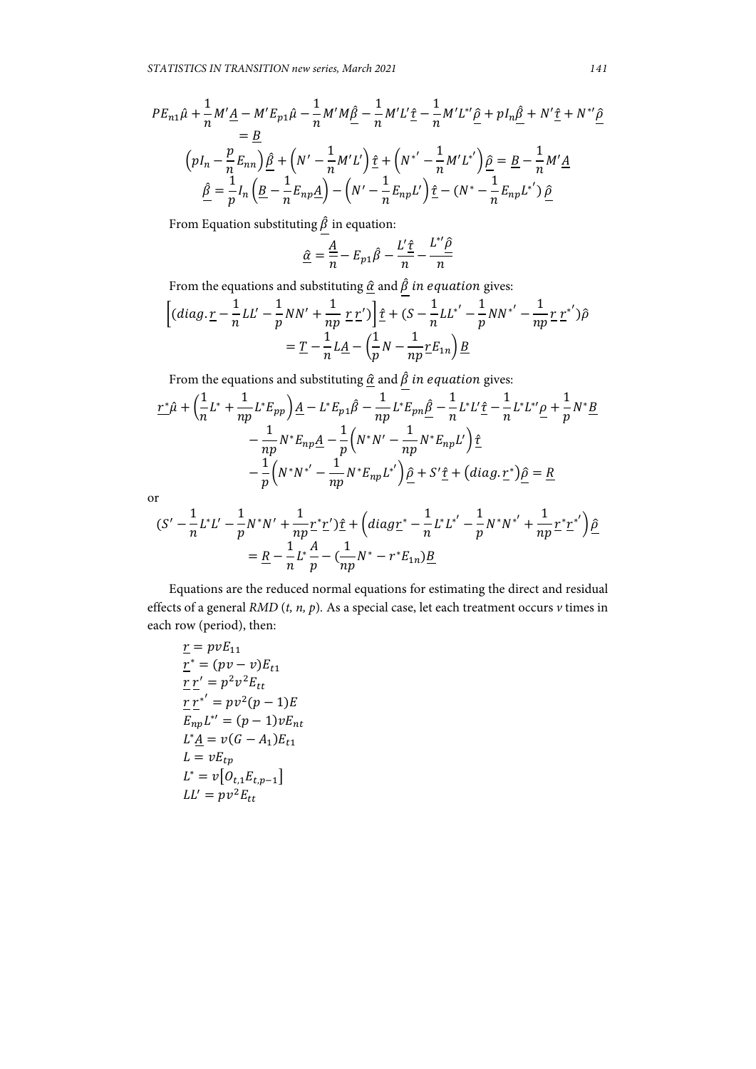$$PE_{n1}\hat{\mu} + \frac{1}{n}M'\underline{A} - M'E_{p1}\hat{\mu} - \frac{1}{n}M'M\underline{\hat{\beta}} - \frac{1}{n}M'L'\underline{\hat{\tau}} - \frac{1}{n}M'L^{*\prime}\underline{\hat{\rho}} + pI_n\underline{\hat{\beta}} + N'\underline{\hat{\tau}} + N^{*\prime}\underline{\hat{\rho}} = \underline{B}$$

$$\left(pI_n - \frac{p}{n}E_{nn}\right)\underline{\hat{\beta}} + \left(N' - \frac{1}{n}M'L'\right)\underline{\hat{\tau}} + \left(N^{*'} - \frac{1}{n}M'L^{*'}\right)\underline{\hat{\rho}} = \underline{B} - \frac{1}{n}M'\underline{A}$$

$$\underline{\hat{\beta}} = \frac{1}{p}I_n\left(\underline{B} - \frac{1}{n}E_{np}\underline{A}\right) - \left(N' - \frac{1}{n}E_{np}L'\right)\underline{\hat{\tau}} - (N^* - \frac{1}{n}E_{np}L^{*'})\,\underline{\hat{\rho}}$$

From Equation substituting $\underline{\hat{\beta}}$ in equation:

$$\underline{\hat{\alpha}} = \frac{\underline{A}}{n} - E_{p1}\hat{\beta} - \frac{L'\underline{\hat{\tau}}}{n} - \frac{L^{*\prime}\underline{\hat{\rho}}}{n}$$

From the equations and substituting $\underline{\hat{\alpha}}$ and $\underline{\hat{\beta}}$ *in equation* gives:

$$\left[(diag.\underline{r} - \frac{1}{n}LL' - \frac{1}{p}NN' + \frac{1}{np}\,\underline{r}\,\underline{r}')\right]\underline{\hat{\tau}} + (S - \frac{1}{n}LL^{*'} - \frac{1}{p}NN^{*'} - \frac{1}{np}\underline{r}\,\underline{r}^{*'})\hat{\rho} = \underline{T} - \frac{1}{n}L\underline{A} - \left(\frac{1}{p}N - \frac{1}{np}\underline{r}E_{1n}\right)\underline{B}$$

From the equations and substituting $\underline{\hat{\alpha}}$ and $\underline{\hat{\beta}}$ *in equation* gives:

$$\underline{r^*}\hat{\mu} + \left(\frac{1}{n}L^* + \frac{1}{np}L^*E_{pp}\right)\underline{A} - L^*E_{p1}\hat{\beta} - \frac{1}{np}L^*E_{pn}\underline{\hat{\beta}} - \frac{1}{n}L^*L'\underline{\hat{\tau}} - \frac{1}{n}L^*L^{*\prime}\underline{\rho} + \frac{1}{p}N^*\underline{B} - \frac{1}{np}N^*E_{np}\underline{A} - \frac{1}{p}\left(N^*N' - \frac{1}{np}N^*E_{np}L'\right)\underline{\hat{\tau}} - \frac{1}{p}\left(N^*N^{*'} - \frac{1}{np}N^*E_{np}L^{*'}\right)\underline{\hat{\rho}} + S'\underline{\hat{\tau}} + \left(diag.\underline{r}^*\right)\underline{\hat{\rho}} = \underline{R}$$

or

$$(S' - \frac{1}{n}L^*L' - \frac{1}{p}N^*N' + \frac{1}{np}\underline{r}^*\underline{r}')\underline{\hat{\tau}} + \left(diag\underline{r}^* - \frac{1}{n}L^*L^{*'} - \frac{1}{p}N^*N^{*'} + \frac{1}{np}\underline{r}^*\underline{r}^{*'}\right)\underline{\hat{\rho}} = \underline{R} - \frac{1}{n}L^*\frac{A}{p} - (\frac{1}{np}N^* - r^*E_{1n})\underline{B}$$

Equations are the reduced normal equations for estimating the direct and residual effects of a general *RMD* (*t, n, p*). As a special case, let each treatment occurs *v* times in each row (period), then:

$$\underline{r} = pvE_{11}$$
$$\underline{r}^* = (pv - v)E_{t1}$$
$$\underline{r}\,\underline{r}' = p^2v^2E_{tt}$$
$$\underline{r}\,\underline{r}^{*'} = pv^2(p-1)E$$
$$E_{np}L^{*\prime} = (p-1)vE_{nt}$$
$$L^*\underline{A} = v(G - A_1)E_{t1}$$
$$L = vE_{tp}$$
$$L^* = v\left[O_{t,1}E_{t,p-1}\right]$$
$$LL' = pv^2E_{tt}$$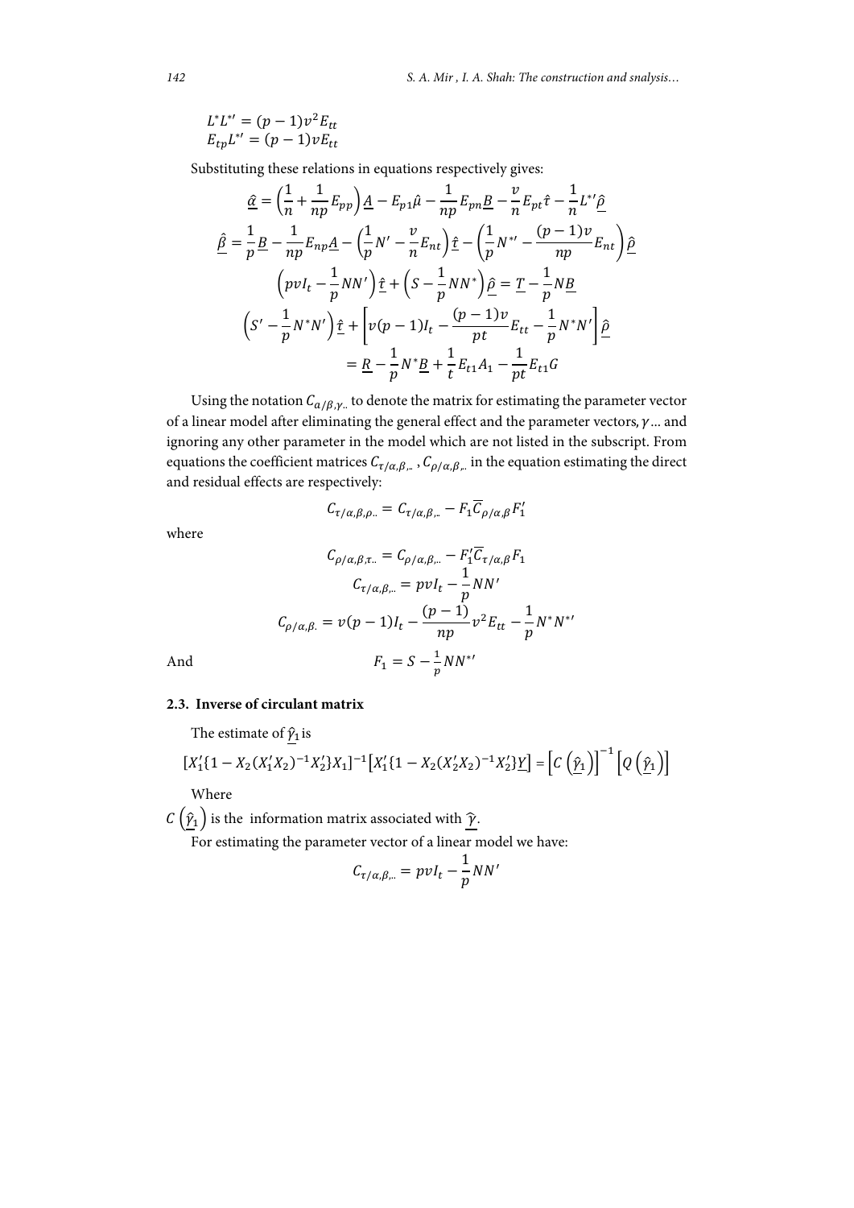$$L^*L^{*\prime} = (p-1)v^2 E_{tt}$$
$$E_{tp}L^{*\prime} = (p-1)vE_{tt}$$

Substituting these relations in equations respectively gives:

$$\underline{\hat{\alpha}} = \left(\frac{1}{n} + \frac{1}{np}E_{pp}\right)\underline{A} - E_{p1}\hat{\mu} - \frac{1}{np}E_{pn}\underline{B} - \frac{v}{n}E_{pt}\hat{\tau} - \frac{1}{n}L^{*\prime}\underline{\hat{\rho}}$$

$$\underline{\hat{\beta}} = \frac{1}{p}\underline{B} - \frac{1}{np}E_{np}\underline{A} - \left(\frac{1}{p}N' - \frac{v}{n}E_{nt}\right)\underline{\hat{t}} - \left(\frac{1}{p}N^{*\prime} - \frac{(p-1)v}{np}E_{nt}\right)\underline{\hat{\rho}}$$

$$\left(pvI_t - \frac{1}{p}NN'\right)\underline{\hat{t}} + \left(S - \frac{1}{p}NN^*\right)\underline{\hat{\rho}} = \underline{T} - \frac{1}{p}N\underline{B}$$

$$\left(S' - \frac{1}{p}N^*N'\right)\underline{\hat{t}} + \left[v(p-1)I_t - \frac{(p-1)v}{pt}E_{tt} - \frac{1}{p}N^*N'\right]\underline{\hat{\rho}}$$
$$= \underline{R} - \frac{1}{p}N^*\underline{B} + \frac{1}{t}E_{t1}A_1 - \frac{1}{pt}E_{t1}G$$

Using the notation $C_{\alpha/\beta,\gamma..}$ to denote the matrix for estimating the parameter vector of a linear model after eliminating the general effect and the parameter vectors, $\gamma$... and ignoring any other parameter in the model which are not listed in the subscript. From equations the coefficient matrices $C_{\tau/\alpha,\beta,..}$, $C_{\rho/\alpha,\beta,..}$ in the equation estimating the direct and residual effects are respectively:

$$C_{\tau/\alpha,\beta,\rho..} = C_{\tau/\alpha,\beta,..} - F_1\overline{C}_{\rho/\alpha,\beta}F_1'$$

where

$$C_{\rho/\alpha,\beta,\tau..} = C_{\rho/\alpha,\beta,..} - F_1'\overline{C}_{\tau/\alpha,\beta}F_1$$

$$C_{\tau/\alpha,\beta,..} = pvI_t - \frac{1}{p}NN'$$

$$C_{\rho/\alpha,\beta.} = v(p-1)I_t - \frac{(p-1)}{np}v^2E_{tt} - \frac{1}{p}N^*N^{*\prime}$$

And

$$F_1 = S - \frac{1}{p}NN^{*\prime}$$

### 2.3. Inverse of circulant matrix

The estimate of $\underline{\hat{\gamma}}_1$ is

$$[X_1'\{1 - X_2(X_1'X_2)^{-1}X_2'\}X_1]^{-1}\left[X_1'\{1 - X_2(X_2'X_2)^{-1}X_2'\}\underline{Y}\right] = \left[C\left(\underline{\hat{\gamma}}_1\right)\right]^{-1}\left[Q\left(\underline{\hat{\gamma}}_1\right)\right]$$

Where

$C\left(\underline{\hat{\gamma}}_1\right)$ is the information matrix associated with $\underline{\hat{\gamma}}$.

For estimating the parameter vector of a linear model we have:

$$C_{\tau/\alpha,\beta,..} = pvI_t - \frac{1}{p}NN'$$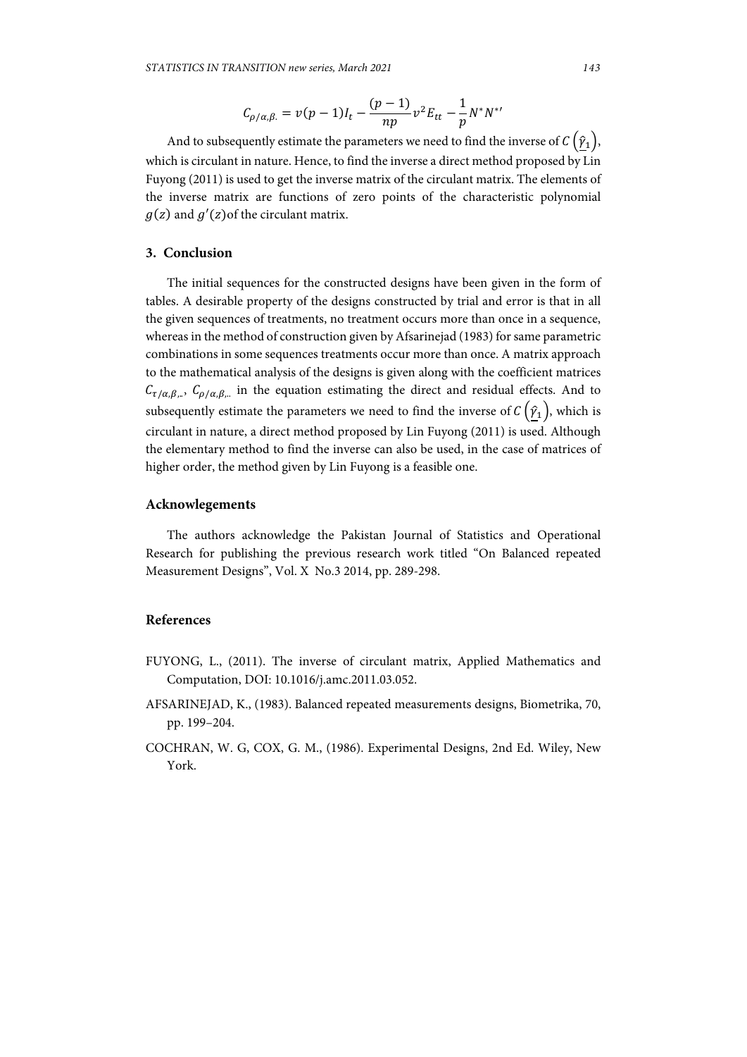$$C_{\rho/\alpha,\beta.} = v(p-1)I_t - \frac{(p-1)}{np}v^2 E_{tt} - \frac{1}{p}N^* N^{*\prime}$$

And to subsequently estimate the parameters we need to find the inverse of $C\left(\underline{\hat{\gamma}}_1\right)$, which is circulant in nature. Hence, to find the inverse a direct method proposed by Lin Fuyong (2011) is used to get the inverse matrix of the circulant matrix. The elements of the inverse matrix are functions of zero points of the characteristic polynomial $g(z)$ and $g'(z)$of the circulant matrix.

## 3. Conclusion

The initial sequences for the constructed designs have been given in the form of tables. A desirable property of the designs constructed by trial and error is that in all the given sequences of treatments, no treatment occurs more than once in a sequence, whereas in the method of construction given by Afsarinejad (1983) for same parametric combinations in some sequences treatments occur more than once. A matrix approach to the mathematical analysis of the designs is given along with the coefficient matrices $C_{\tau/\alpha,\beta,..}$, $C_{\rho/\alpha,\beta,..}$ in the equation estimating the direct and residual effects. And to subsequently estimate the parameters we need to find the inverse of $C\left(\underline{\hat{\gamma}}_1\right)$, which is circulant in nature, a direct method proposed by Lin Fuyong (2011) is used. Although the elementary method to find the inverse can also be used, in the case of matrices of higher order, the method given by Lin Fuyong is a feasible one.

## Acknowlegements

The authors acknowledge the Pakistan Journal of Statistics and Operational Research for publishing the previous research work titled "On Balanced repeated Measurement Designs", Vol. X No.3 2014, pp. 289-298.

## References

FUYONG, L., (2011). The inverse of circulant matrix, Applied Mathematics and Computation, DOI: 10.1016/j.amc.2011.03.052.

AFSARINEJAD, K., (1983). Balanced repeated measurements designs, Biometrika, 70, pp. 199–204.

COCHRAN, W. G, COX, G. M., (1986). Experimental Designs, 2nd Ed. Wiley, New York.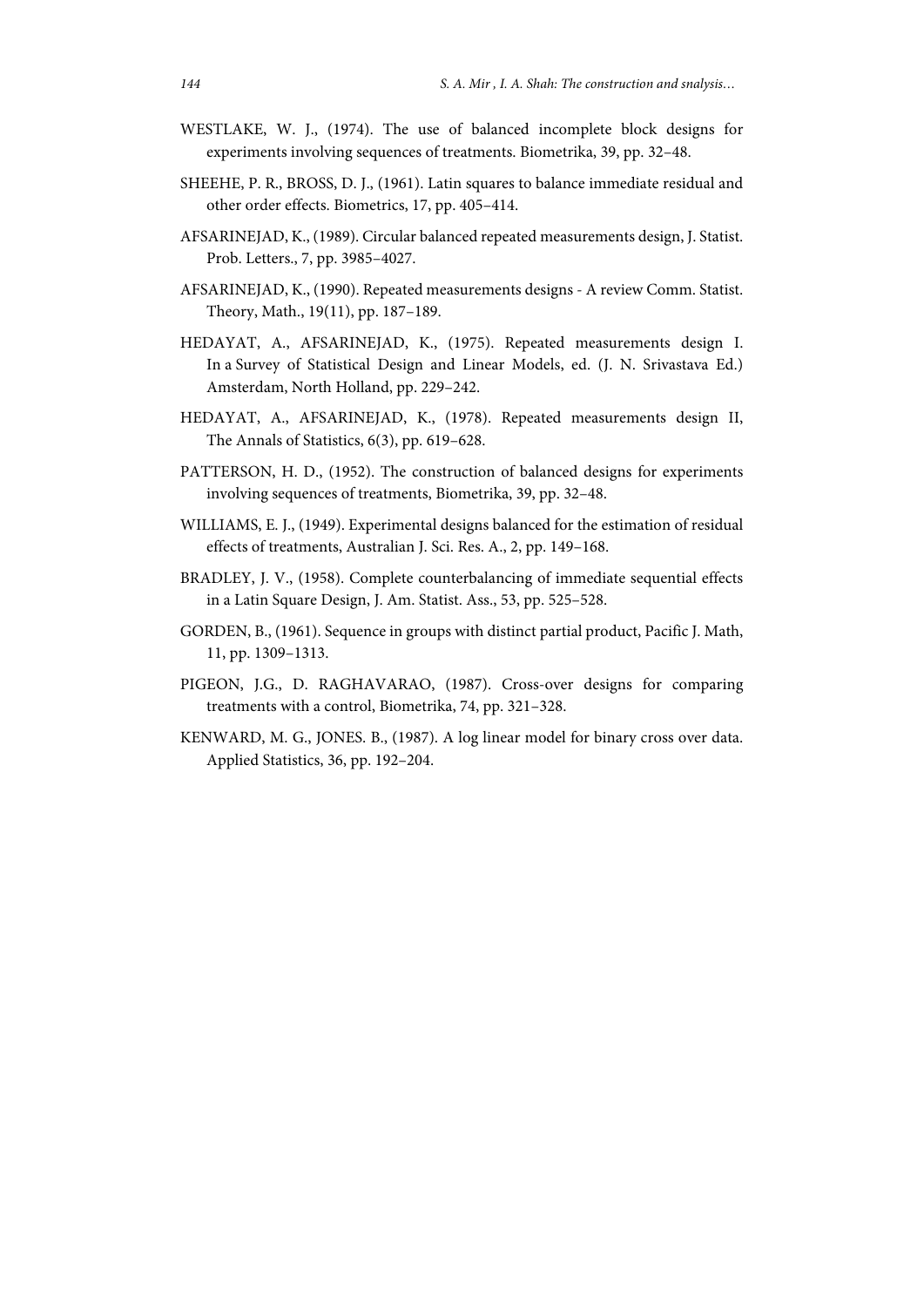WESTLAKE, W. J., (1974). The use of balanced incomplete block designs for experiments involving sequences of treatments. Biometrika, 39, pp. 32–48.

SHEEHE, P. R., BROSS, D. J., (1961). Latin squares to balance immediate residual and other order effects. Biometrics, 17, pp. 405–414.

AFSARINEJAD, K., (1989). Circular balanced repeated measurements design, J. Statist. Prob. Letters., 7, pp. 3985–4027.

AFSARINEJAD, K., (1990). Repeated measurements designs - A review Comm. Statist. Theory, Math., 19(11), pp. 187–189.

HEDAYAT, A., AFSARINEJAD, K., (1975). Repeated measurements design I. In a Survey of Statistical Design and Linear Models, ed. (J. N. Srivastava Ed.) Amsterdam, North Holland, pp. 229–242.

HEDAYAT, A., AFSARINEJAD, K., (1978). Repeated measurements design II, The Annals of Statistics, 6(3), pp. 619–628.

PATTERSON, H. D., (1952). The construction of balanced designs for experiments involving sequences of treatments, Biometrika, 39, pp. 32–48.

WILLIAMS, E. J., (1949). Experimental designs balanced for the estimation of residual effects of treatments, Australian J. Sci. Res. A., 2, pp. 149–168.

BRADLEY, J. V., (1958). Complete counterbalancing of immediate sequential effects in a Latin Square Design, J. Am. Statist. Ass., 53, pp. 525–528.

GORDEN, B., (1961). Sequence in groups with distinct partial product, Pacific J. Math, 11, pp. 1309–1313.

PIGEON, J.G., D. RAGHAVARAO, (1987). Cross-over designs for comparing treatments with a control, Biometrika, 74, pp. 321–328.

KENWARD, M. G., JONES. B., (1987). A log linear model for binary cross over data. Applied Statistics, 36, pp. 192–204.